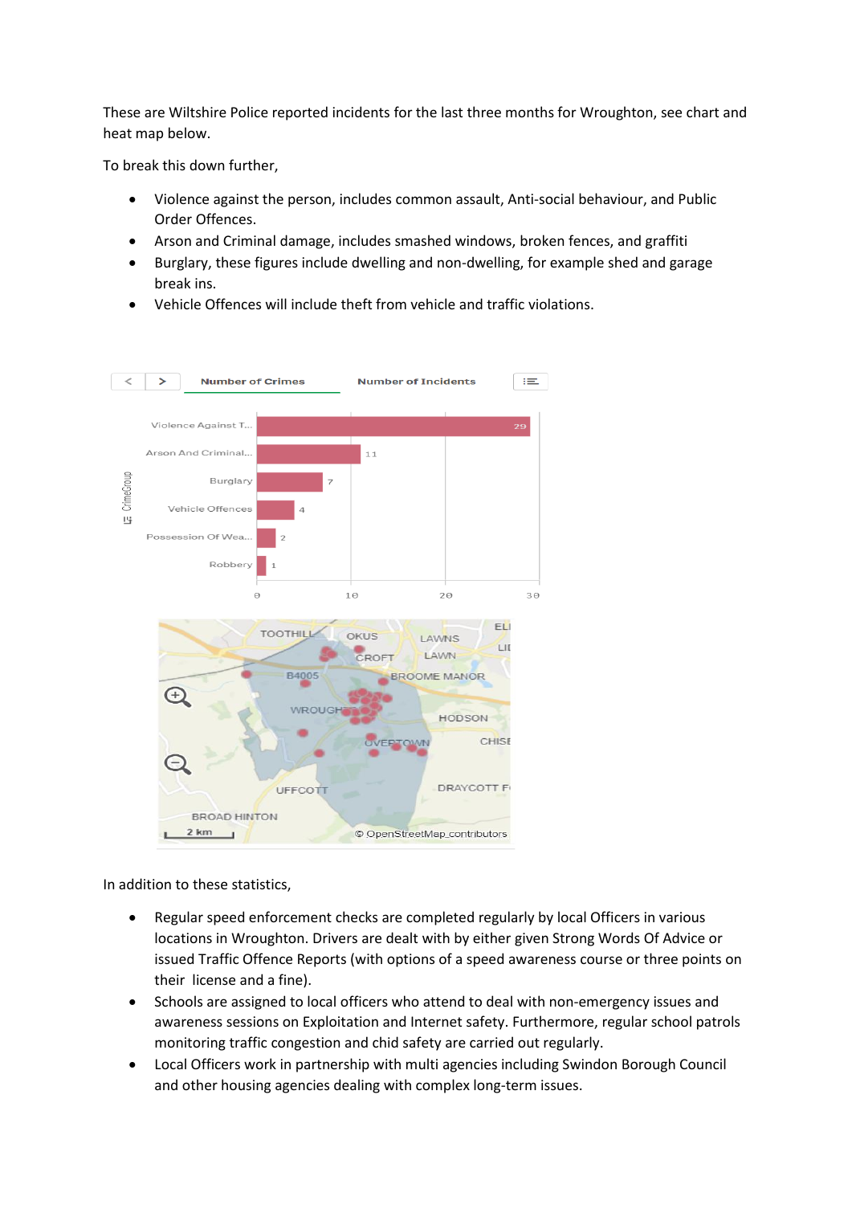These are Wiltshire Police reported incidents for the last three months for Wroughton, see chart and heat map below.

To break this down further,

- Violence against the person, includes common assault, Anti-social behaviour, and Public Order Offences.
- Arson and Criminal damage, includes smashed windows, broken fences, and graffiti
- Burglary, these figures include dwelling and non-dwelling, for example shed and garage break ins.
- Vehicle Offences will include theft from vehicle and traffic violations.

Number of Crimes | Number of Incidents

| CrimeGroup | Number of Crimes |
| --- | --- |
| Violence Against T... | 29 |
| Arson And Criminal... | 11 |
| Burglary | 7 |
| Vehicle Offences | 4 |
| Possession Of Wea... | 2 |
| Robbery | 1 |

© OpenStreetMap contributors

In addition to these statistics,

- Regular speed enforcement checks are completed regularly by local Officers in various locations in Wroughton. Drivers are dealt with by either given Strong Words Of Advice or issued Traffic Offence Reports (with options of a speed awareness course or three points on their license and a fine).
- Schools are assigned to local officers who attend to deal with non-emergency issues and awareness sessions on Exploitation and Internet safety. Furthermore, regular school patrols monitoring traffic congestion and chid safety are carried out regularly.
- Local Officers work in partnership with multi agencies including Swindon Borough Council and other housing agencies dealing with complex long-term issues.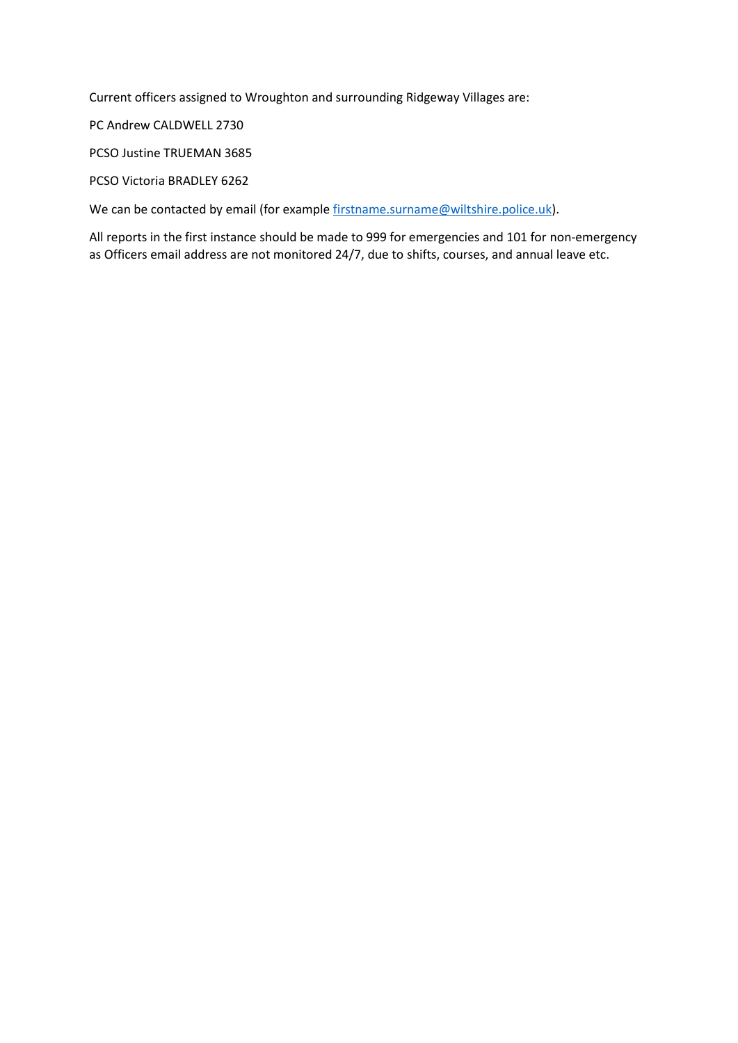Current officers assigned to Wroughton and surrounding Ridgeway Villages are:

PC Andrew CALDWELL 2730

PCSO Justine TRUEMAN 3685

PCSO Victoria BRADLEY 6262

We can be contacted by email (for example [firstname.surname@wiltshire.police.uk](mailto:firstname.surname@wiltshire.police.uk)).

All reports in the first instance should be made to 999 for emergencies and 101 for non-emergency as Officers email address are not monitored 24/7, due to shifts, courses, and annual leave etc.